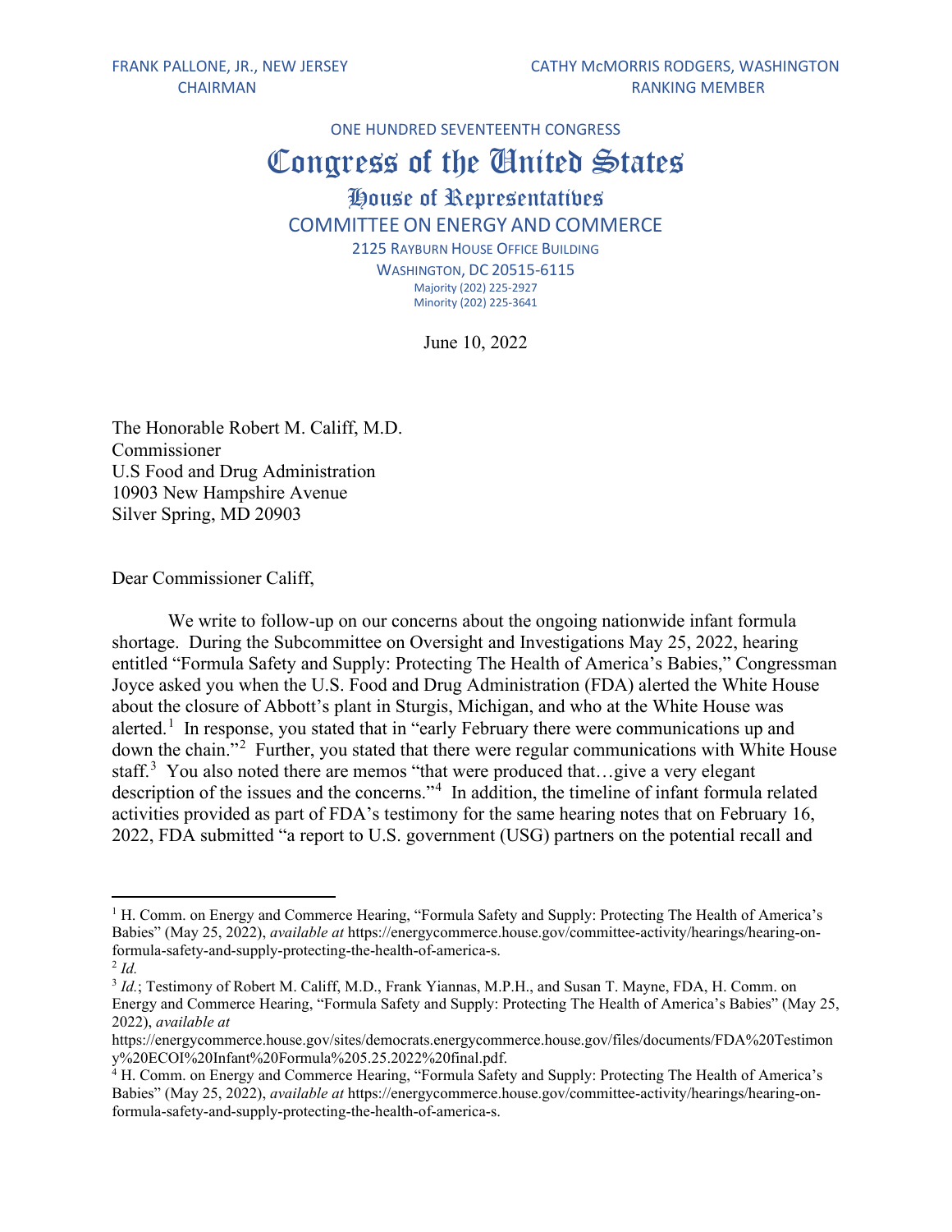FRANK PALLONE, JR., NEW JERSEY
CHAIRMAN

CATHY McMORRIS RODGERS, WASHINGTON
RANKING MEMBER

ONE HUNDRED SEVENTEENTH CONGRESS

# Congress of the United States

## House of Representatives

## COMMITTEE ON ENERGY AND COMMERCE

2125 RAYBURN HOUSE OFFICE BUILDING
WASHINGTON, DC 20515-6115
Majority (202) 225-2927
Minority (202) 225-3641

June 10, 2022

The Honorable Robert M. Califf, M.D.
Commissioner
U.S Food and Drug Administration
10903 New Hampshire Avenue
Silver Spring, MD 20903

Dear Commissioner Califf,

We write to follow-up on our concerns about the ongoing nationwide infant formula shortage. During the Subcommittee on Oversight and Investigations May 25, 2022, hearing entitled "Formula Safety and Supply: Protecting The Health of America's Babies," Congressman Joyce asked you when the U.S. Food and Drug Administration (FDA) alerted the White House about the closure of Abbott's plant in Sturgis, Michigan, and who at the White House was alerted.[1] In response, you stated that in "early February there were communications up and down the chain."[2] Further, you stated that there were regular communications with White House staff.[3] You also noted there are memos "that were produced that…give a very elegant description of the issues and the concerns."[4] In addition, the timeline of infant formula related activities provided as part of FDA's testimony for the same hearing notes that on February 16, 2022, FDA submitted "a report to U.S. government (USG) partners on the potential recall and

---

[1] H. Comm. on Energy and Commerce Hearing, "Formula Safety and Supply: Protecting The Health of America's Babies" (May 25, 2022), *available at* https://energycommerce.house.gov/committee-activity/hearings/hearing-on-formula-safety-and-supply-protecting-the-health-of-america-s.

[2] *Id.*

[3] *Id.*; Testimony of Robert M. Califf, M.D., Frank Yiannas, M.P.H., and Susan T. Mayne, FDA, H. Comm. on Energy and Commerce Hearing, "Formula Safety and Supply: Protecting The Health of America's Babies" (May 25, 2022), *available at* https://energycommerce.house.gov/sites/democrats.energycommerce.house.gov/files/documents/FDA%20Testimony%20ECOI%20Infant%20Formula%205.25.2022%20final.pdf.

[4] H. Comm. on Energy and Commerce Hearing, "Formula Safety and Supply: Protecting The Health of America's Babies" (May 25, 2022), *available at* https://energycommerce.house.gov/committee-activity/hearings/hearing-on-formula-safety-and-supply-protecting-the-health-of-america-s.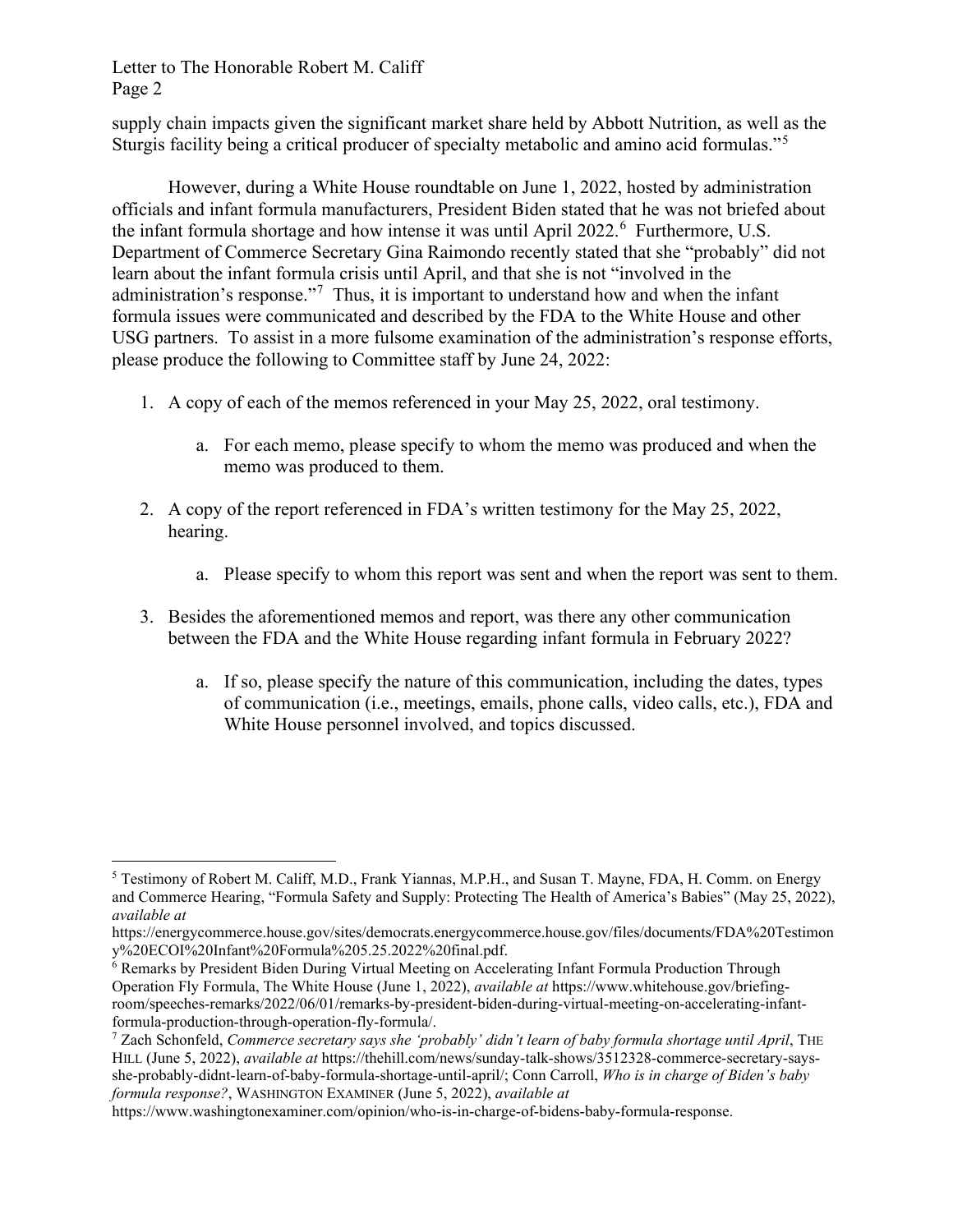supply chain impacts given the significant market share held by Abbott Nutrition, as well as the Sturgis facility being a critical producer of specialty metabolic and amino acid formulas."[5]

However, during a White House roundtable on June 1, 2022, hosted by administration officials and infant formula manufacturers, President Biden stated that he was not briefed about the infant formula shortage and how intense it was until April 2022.[6] Furthermore, U.S. Department of Commerce Secretary Gina Raimondo recently stated that she "probably" did not learn about the infant formula crisis until April, and that she is not "involved in the administration's response."[7] Thus, it is important to understand how and when the infant formula issues were communicated and described by the FDA to the White House and other USG partners. To assist in a more fulsome examination of the administration's response efforts, please produce the following to Committee staff by June 24, 2022:

1. A copy of each of the memos referenced in your May 25, 2022, oral testimony.

    a. For each memo, please specify to whom the memo was produced and when the memo was produced to them.

2. A copy of the report referenced in FDA's written testimony for the May 25, 2022, hearing.

    a. Please specify to whom this report was sent and when the report was sent to them.

3. Besides the aforementioned memos and report, was there any other communication between the FDA and the White House regarding infant formula in February 2022?

    a. If so, please specify the nature of this communication, including the dates, types of communication (i.e., meetings, emails, phone calls, video calls, etc.), FDA and White House personnel involved, and topics discussed.

---

[5] Testimony of Robert M. Califf, M.D., Frank Yiannas, M.P.H., and Susan T. Mayne, FDA, H. Comm. on Energy and Commerce Hearing, "Formula Safety and Supply: Protecting The Health of America's Babies" (May 25, 2022), *available at* https://energycommerce.house.gov/sites/democrats.energycommerce.house.gov/files/documents/FDA%20Testimony%20ECOI%20Infant%20Formula%205.25.2022%20final.pdf.

[6] Remarks by President Biden During Virtual Meeting on Accelerating Infant Formula Production Through Operation Fly Formula, The White House (June 1, 2022), *available at* https://www.whitehouse.gov/briefing-room/speeches-remarks/2022/06/01/remarks-by-president-biden-during-virtual-meeting-on-accelerating-infant-formula-production-through-operation-fly-formula/.

[7] Zach Schonfeld, *Commerce secretary says she 'probably' didn't learn of baby formula shortage until April*, THE HILL (June 5, 2022), *available at* https://thehill.com/news/sunday-talk-shows/3512328-commerce-secretary-says-she-probably-didnt-learn-of-baby-formula-shortage-until-april/; Conn Carroll, *Who is in charge of Biden's baby formula response?*, WASHINGTON EXAMINER (June 5, 2022), *available at* https://www.washingtonexaminer.com/opinion/who-is-in-charge-of-bidens-baby-formula-response.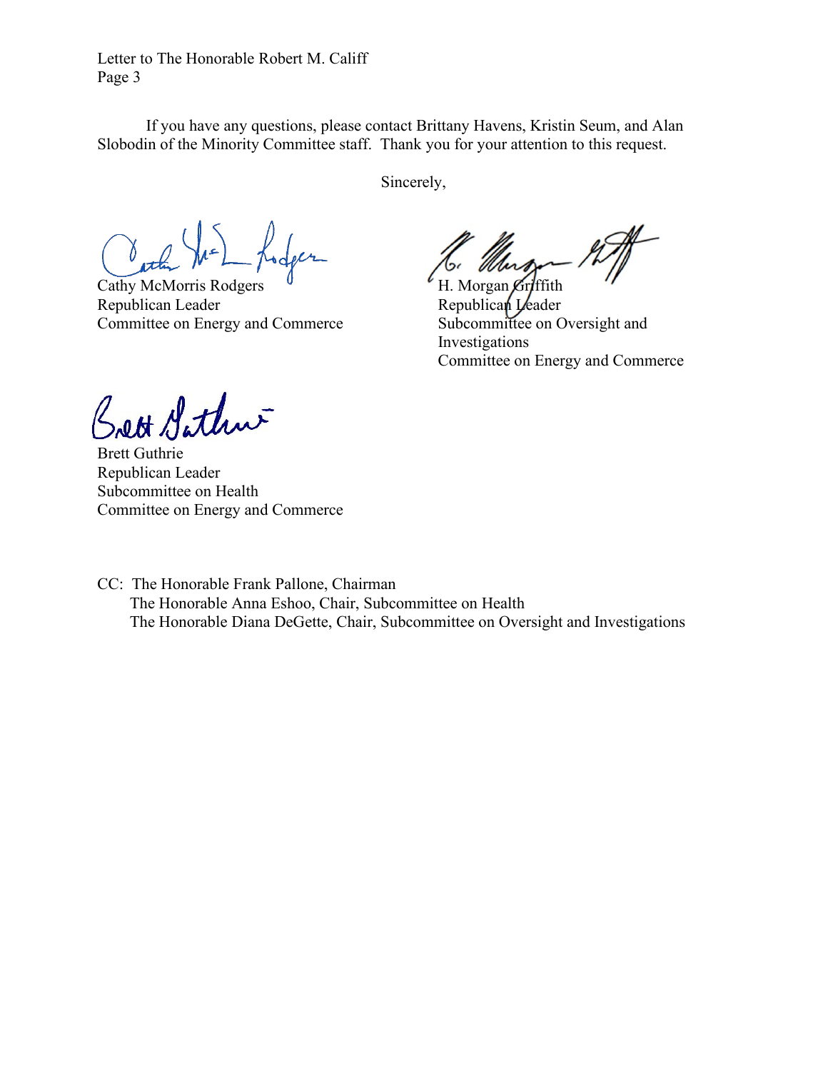If you have any questions, please contact Brittany Havens, Kristin Seum, and Alan Slobodin of the Minority Committee staff. Thank you for your attention to this request.

Sincerely,

Cathy McMorris Rodgers
Republican Leader
Committee on Energy and Commerce

H. Morgan Griffith
Republican Leader
Subcommittee on Oversight and Investigations
Committee on Energy and Commerce

Brett Guthrie
Republican Leader
Subcommittee on Health
Committee on Energy and Commerce

CC: The Honorable Frank Pallone, Chairman
The Honorable Anna Eshoo, Chair, Subcommittee on Health
The Honorable Diana DeGette, Chair, Subcommittee on Oversight and Investigations